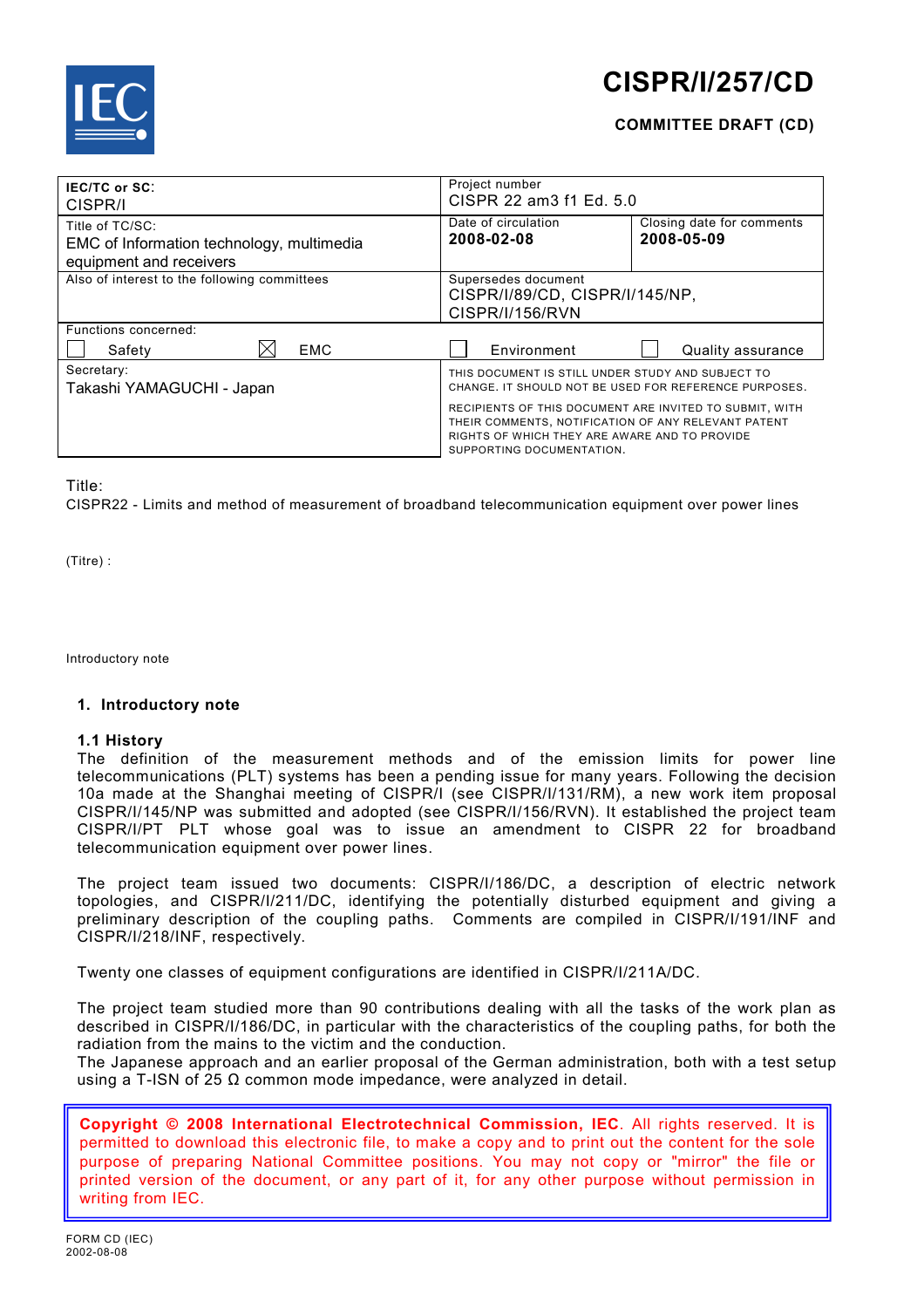# CISPR/I/257/CD

**COMMITTEE DRAFT (CD)**

| IEC/TC or SC: CISPR/I | Project number CISPR 22 am3 f1 Ed. 5.0 | |
|---|---|---|
| Title of TC/SC: EMC of Information technology, multimedia equipment and receivers | Date of circulation **2008-02-08** | Closing date for comments **2008-05-09** |
| Also of interest to the following committees | Supersedes document CISPR/I/89/CD, CISPR/I/145/NP, CISPR/I/156/RVN | |
| Functions concerned: ☐ Safety ☒ EMC | ☐ Environment | ☐ Quality assurance |
| Secretary: Takashi YAMAGUCHI - Japan | THIS DOCUMENT IS STILL UNDER STUDY AND SUBJECT TO CHANGE. IT SHOULD NOT BE USED FOR REFERENCE PURPOSES. RECIPIENTS OF THIS DOCUMENT ARE INVITED TO SUBMIT, WITH THEIR COMMENTS, NOTIFICATION OF ANY RELEVANT PATENT RIGHTS OF WHICH THEY ARE AWARE AND TO PROVIDE SUPPORTING DOCUMENTATION. | |

Title:
CISPR22 - Limits and method of measurement of broadband telecommunication equipment over power lines

(Titre) :

Introductory note

## 1. Introductory note

### 1.1 History

The definition of the measurement methods and of the emission limits for power line telecommunications (PLT) systems has been a pending issue for many years. Following the decision 10a made at the Shanghai meeting of CISPR/I (see CISPR/I/131/RM), a new work item proposal CISPR/I/145/NP was submitted and adopted (see CISPR/I/156/RVN). It established the project team CISPR/I/PT PLT whose goal was to issue an amendment to CISPR 22 for broadband telecommunication equipment over power lines.

The project team issued two documents: CISPR/I/186/DC, a description of electric network topologies, and CISPR/I/211/DC, identifying the potentially disturbed equipment and giving a preliminary description of the coupling paths. Comments are compiled in CISPR/I/191/INF and CISPR/I/218/INF, respectively.

Twenty one classes of equipment configurations are identified in CISPR/I/211A/DC.

The project team studied more than 90 contributions dealing with all the tasks of the work plan as described in CISPR/I/186/DC, in particular with the characteristics of the coupling paths, for both the radiation from the mains to the victim and the conduction.
The Japanese approach and an earlier proposal of the German administration, both with a test setup using a T-ISN of 25 Ω common mode impedance, were analyzed in detail.

**Copyright © 2008 International Electrotechnical Commission, IEC**. All rights reserved. It is permitted to download this electronic file, to make a copy and to print out the content for the sole purpose of preparing National Committee positions. You may not copy or "mirror" the file or printed version of the document, or any part of it, for any other purpose without permission in writing from IEC.

FORM CD (IEC)
2002-08-08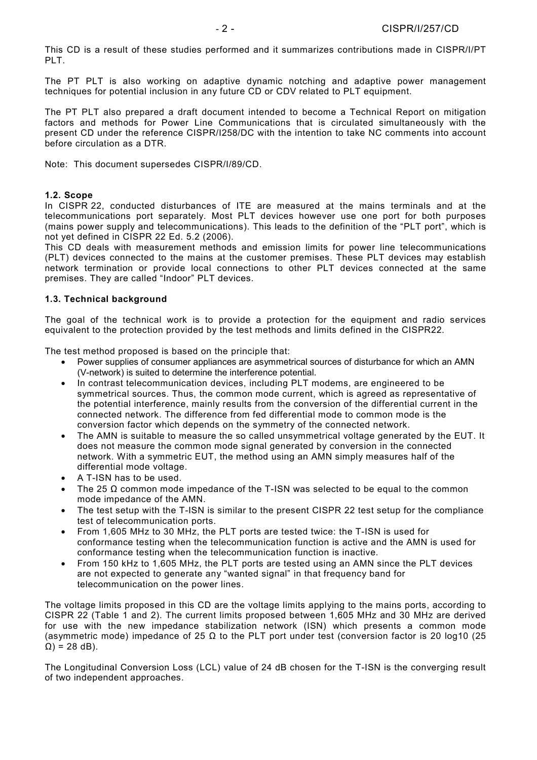This CD is a result of these studies performed and it summarizes contributions made in CISPR/I/PT PLT.

The PT PLT is also working on adaptive dynamic notching and adaptive power management techniques for potential inclusion in any future CD or CDV related to PLT equipment.

The PT PLT also prepared a draft document intended to become a Technical Report on mitigation factors and methods for Power Line Communications that is circulated simultaneously with the present CD under the reference CISPR/I258/DC with the intention to take NC comments into account before circulation as a DTR.

Note: This document supersedes CISPR/I/89/CD.

#### 1.2. Scope

In CISPR 22, conducted disturbances of ITE are measured at the mains terminals and at the telecommunications port separately. Most PLT devices however use one port for both purposes (mains power supply and telecommunications). This leads to the definition of the "PLT port", which is not yet defined in CISPR 22 Ed. 5.2 (2006).

This CD deals with measurement methods and emission limits for power line telecommunications (PLT) devices connected to the mains at the customer premises. These PLT devices may establish network termination or provide local connections to other PLT devices connected at the same premises. They are called "Indoor" PLT devices.

#### 1.3. Technical background

The goal of the technical work is to provide a protection for the equipment and radio services equivalent to the protection provided by the test methods and limits defined in the CISPR22.

The test method proposed is based on the principle that:

- Power supplies of consumer appliances are asymmetrical sources of disturbance for which an AMN (V-network) is suited to determine the interference potential.
- In contrast telecommunication devices, including PLT modems, are engineered to be symmetrical sources. Thus, the common mode current, which is agreed as representative of the potential interference, mainly results from the conversion of the differential current in the connected network. The difference from fed differential mode to common mode is the conversion factor which depends on the symmetry of the connected network.
- The AMN is suitable to measure the so called unsymmetrical voltage generated by the EUT. It does not measure the common mode signal generated by conversion in the connected network. With a symmetric EUT, the method using an AMN simply measures half of the differential mode voltage.
- A T-ISN has to be used.
- The 25 Ω common mode impedance of the T-ISN was selected to be equal to the common mode impedance of the AMN.
- The test setup with the T-ISN is similar to the present CISPR 22 test setup for the compliance test of telecommunication ports.
- From 1,605 MHz to 30 MHz, the PLT ports are tested twice: the T-ISN is used for conformance testing when the telecommunication function is active and the AMN is used for conformance testing when the telecommunication function is inactive.
- From 150 kHz to 1,605 MHz, the PLT ports are tested using an AMN since the PLT devices are not expected to generate any "wanted signal" in that frequency band for telecommunication on the power lines.

The voltage limits proposed in this CD are the voltage limits applying to the mains ports, according to CISPR 22 (Table 1 and 2). The current limits proposed between 1,605 MHz and 30 MHz are derived for use with the new impedance stabilization network (ISN) which presents a common mode (asymmetric mode) impedance of 25 Ω to the PLT port under test (conversion factor is 20 log10 (25 Ω) = 28 dB).

The Longitudinal Conversion Loss (LCL) value of 24 dB chosen for the T-ISN is the converging result of two independent approaches.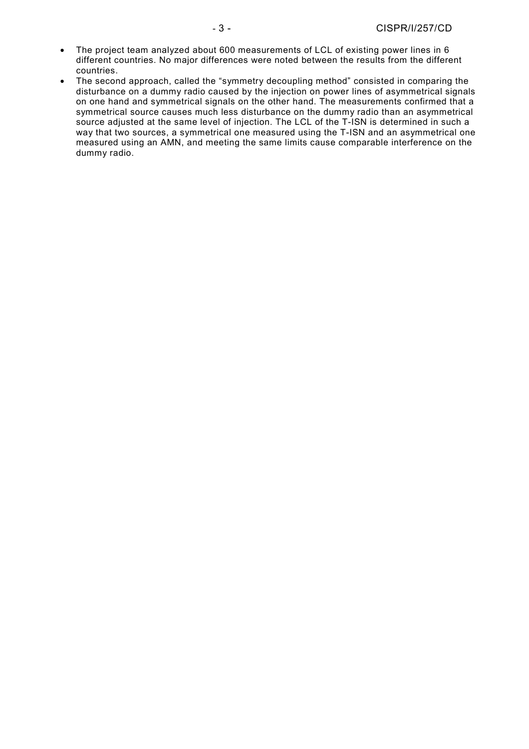- The project team analyzed about 600 measurements of LCL of existing power lines in 6 different countries. No major differences were noted between the results from the different countries.
- The second approach, called the "symmetry decoupling method" consisted in comparing the disturbance on a dummy radio caused by the injection on power lines of asymmetrical signals on one hand and symmetrical signals on the other hand. The measurements confirmed that a symmetrical source causes much less disturbance on the dummy radio than an asymmetrical source adjusted at the same level of injection. The LCL of the T-ISN is determined in such a way that two sources, a symmetrical one measured using the T-ISN and an asymmetrical one measured using an AMN, and meeting the same limits cause comparable interference on the dummy radio.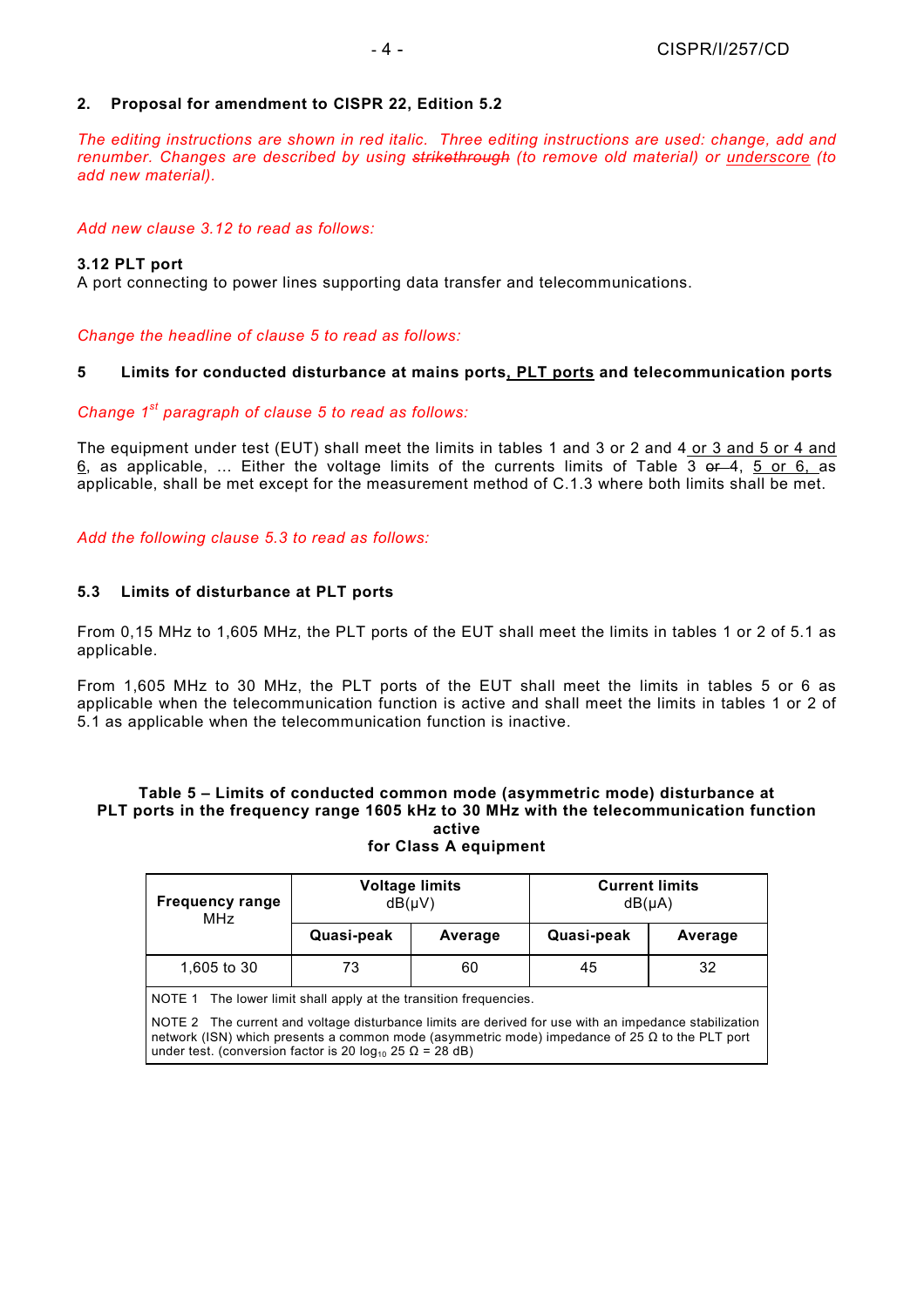## 2. Proposal for amendment to CISPR 22, Edition 5.2

*The editing instructions are shown in red italic. Three editing instructions are used: change, add and renumber. Changes are described by using ~~strikethrough~~ (to remove old material) or <u>underscore</u> (to add new material).*

*Add new clause 3.12 to read as follows:*

**3.12 PLT port**

A port connecting to power lines supporting data transfer and telecommunications.

*Change the headline of clause 5 to read as follows:*

**5 Limits for conducted disturbance at mains ports<u>, PLT ports</u> and telecommunication ports**

*Change 1st paragraph of clause 5 to read as follows:*

The equipment under test (EUT) shall meet the limits in tables 1 and 3 or 2 and 4<u> or 3 and 5 or 4 and 6</u>, as applicable, … Either the voltage limits of the currents limits of Table 3 ~~or~~ 4, <u>5 or 6, </u>as applicable, shall be met except for the measurement method of C.1.3 where both limits shall be met.

*Add the following clause 5.3 to read as follows:*

**5.3 Limits of disturbance at PLT ports**

From 0,15 MHz to 1,605 MHz, the PLT ports of the EUT shall meet the limits in tables 1 or 2 of 5.1 as applicable.

From 1,605 MHz to 30 MHz, the PLT ports of the EUT shall meet the limits in tables 5 or 6 as applicable when the telecommunication function is active and shall meet the limits in tables 1 or 2 of 5.1 as applicable when the telecommunication function is inactive.

**Table 5 – Limits of conducted common mode (asymmetric mode) disturbance at PLT ports in the frequency range 1605 kHz to 30 MHz with the telecommunication function active for Class A equipment**

| Frequency range MHz | Voltage limits dB(μV) | | Current limits dB(μA) | |
|---|---|---|---|---|
| | Quasi-peak | Average | Quasi-peak | Average |
| 1,605 to 30 | 73 | 60 | 45 | 32 |

NOTE 1 The lower limit shall apply at the transition frequencies.

NOTE 2 The current and voltage disturbance limits are derived for use with an impedance stabilization network (ISN) which presents a common mode (asymmetric mode) impedance of 25 Ω to the PLT port under test. (conversion factor is $20 \log_{10} 25\ \Omega = 28$ dB)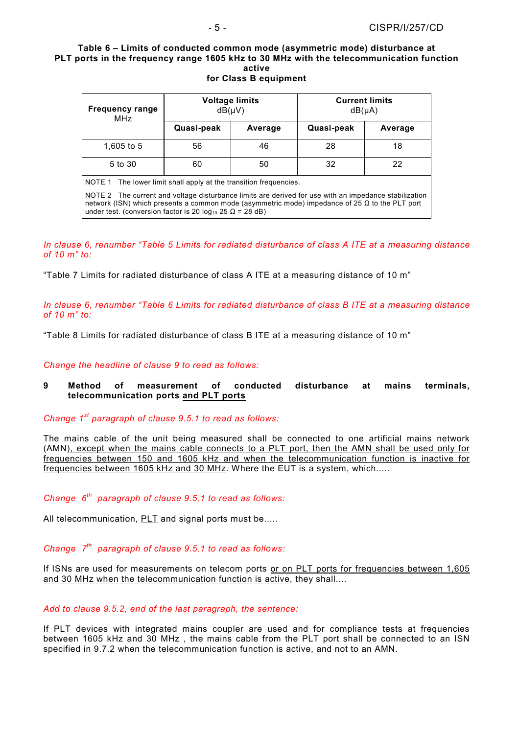**Table 6 – Limits of conducted common mode (asymmetric mode) disturbance at PLT ports in the frequency range 1605 kHz to 30 MHz with the telecommunication function active for Class B equipment**

| Frequency range MHz | Voltage limits dB(μV) | | Current limits dB(μA) | |
|---|---|---|---|---|
| | Quasi-peak | Average | Quasi-peak | Average |
| 1,605 to 5 | 56 | 46 | 28 | 18 |
| 5 to 30 | 60 | 50 | 32 | 22 |

NOTE 1 The lower limit shall apply at the transition frequencies.

NOTE 2 The current and voltage disturbance limits are derived for use with an impedance stabilization network (ISN) which presents a common mode (asymmetric mode) impedance of 25 Ω to the PLT port under test. (conversion factor is $20 \log_{10} 25\ \Omega = 28$ dB)

*In clause 6, renumber "Table 5 Limits for radiated disturbance of class A ITE at a measuring distance of 10 m" to:*

"Table 7 Limits for radiated disturbance of class A ITE at a measuring distance of 10 m"

*In clause 6, renumber "Table 6 Limits for radiated disturbance of class B ITE at a measuring distance of 10 m" to:*

"Table 8 Limits for radiated disturbance of class B ITE at a measuring distance of 10 m"

*Change the headline of clause 9 to read as follows:*

**9 Method of measurement of conducted disturbance at mains terminals, telecommunication ports and PLT ports**

*Change 1st paragraph of clause 9.5.1 to read as follows:*

The mains cable of the unit being measured shall be connected to one artificial mains network (AMN), except when the mains cable connects to a PLT port, then the AMN shall be used only for frequencies between 150 and 1605 kHz and when the telecommunication function is inactive for frequencies between 1605 kHz and 30 MHz. Where the EUT is a system, which.....

*Change 6th paragraph of clause 9.5.1 to read as follows:*

All telecommunication, PLT and signal ports must be.....

*Change 7th paragraph of clause 9.5.1 to read as follows:*

If ISNs are used for measurements on telecom ports or on PLT ports for frequencies between 1,605 and 30 MHz when the telecommunication function is active, they shall....

*Add to clause 9.5.2, end of the last paragraph, the sentence:*

If PLT devices with integrated mains coupler are used and for compliance tests at frequencies between 1605 kHz and 30 MHz , the mains cable from the PLT port shall be connected to an ISN specified in 9.7.2 when the telecommunication function is active, and not to an AMN.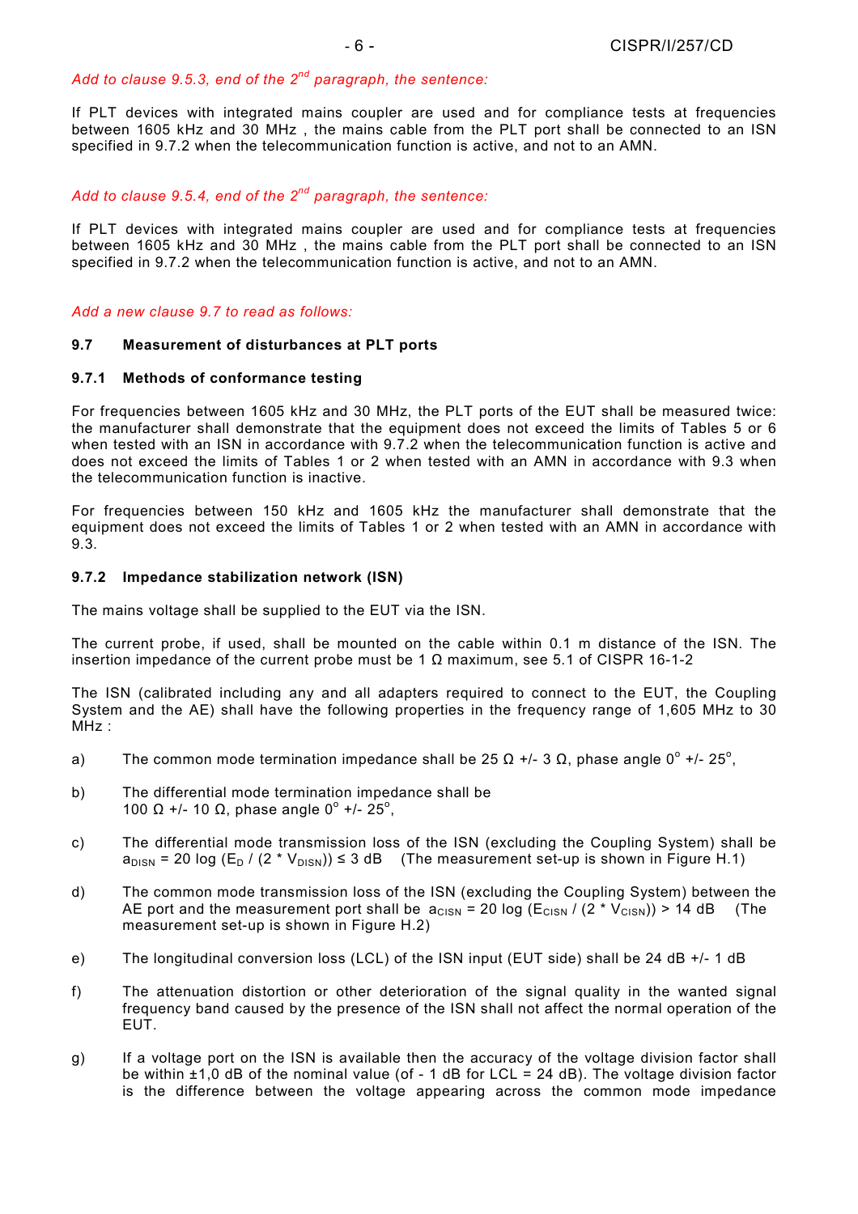*Add to clause 9.5.3, end of the 2nd paragraph, the sentence:*

If PLT devices with integrated mains coupler are used and for compliance tests at frequencies between 1605 kHz and 30 MHz , the mains cable from the PLT port shall be connected to an ISN specified in 9.7.2 when the telecommunication function is active, and not to an AMN.

*Add to clause 9.5.4, end of the 2nd paragraph, the sentence:*

If PLT devices with integrated mains coupler are used and for compliance tests at frequencies between 1605 kHz and 30 MHz , the mains cable from the PLT port shall be connected to an ISN specified in 9.7.2 when the telecommunication function is active, and not to an AMN.

*Add a new clause 9.7 to read as follows:*

### 9.7 Measurement of disturbances at PLT ports

#### 9.7.1 Methods of conformance testing

For frequencies between 1605 kHz and 30 MHz, the PLT ports of the EUT shall be measured twice: the manufacturer shall demonstrate that the equipment does not exceed the limits of Tables 5 or 6 when tested with an ISN in accordance with 9.7.2 when the telecommunication function is active and does not exceed the limits of Tables 1 or 2 when tested with an AMN in accordance with 9.3 when the telecommunication function is inactive.

For frequencies between 150 kHz and 1605 kHz the manufacturer shall demonstrate that the equipment does not exceed the limits of Tables 1 or 2 when tested with an AMN in accordance with 9.3.

#### 9.7.2 Impedance stabilization network (ISN)

The mains voltage shall be supplied to the EUT via the ISN.

The current probe, if used, shall be mounted on the cable within 0.1 m distance of the ISN. The insertion impedance of the current probe must be 1 Ω maximum, see 5.1 of CISPR 16-1-2

The ISN (calibrated including any and all adapters required to connect to the EUT, the Coupling System and the AE) shall have the following properties in the frequency range of 1,605 MHz to 30 MHz :

a) The common mode termination impedance shall be 25 Ω +/- 3 Ω, phase angle $0^{\circ}$ +/- $25^{\circ}$,

b) The differential mode termination impedance shall be 100 Ω +/- 10 Ω, phase angle $0^{\circ}$ +/- $25^{\circ}$,

c) The differential mode transmission loss of the ISN (excluding the Coupling System) shall be $a_{DISN} = 20 \log (E_D / (2 * V_{DISN})) \leq 3$ dB (The measurement set-up is shown in Figure H.1)

d) The common mode transmission loss of the ISN (excluding the Coupling System) between the AE port and the measurement port shall be $a_{CISN} = 20 \log (E_{CISN} / (2 * V_{CISN})) > 14$ dB (The measurement set-up is shown in Figure H.2)

e) The longitudinal conversion loss (LCL) of the ISN input (EUT side) shall be 24 dB +/- 1 dB

f) The attenuation distortion or other deterioration of the signal quality in the wanted signal frequency band caused by the presence of the ISN shall not affect the normal operation of the EUT.

g) If a voltage port on the ISN is available then the accuracy of the voltage division factor shall be within ±1,0 dB of the nominal value (of - 1 dB for LCL = 24 dB). The voltage division factor is the difference between the voltage appearing across the common mode impedance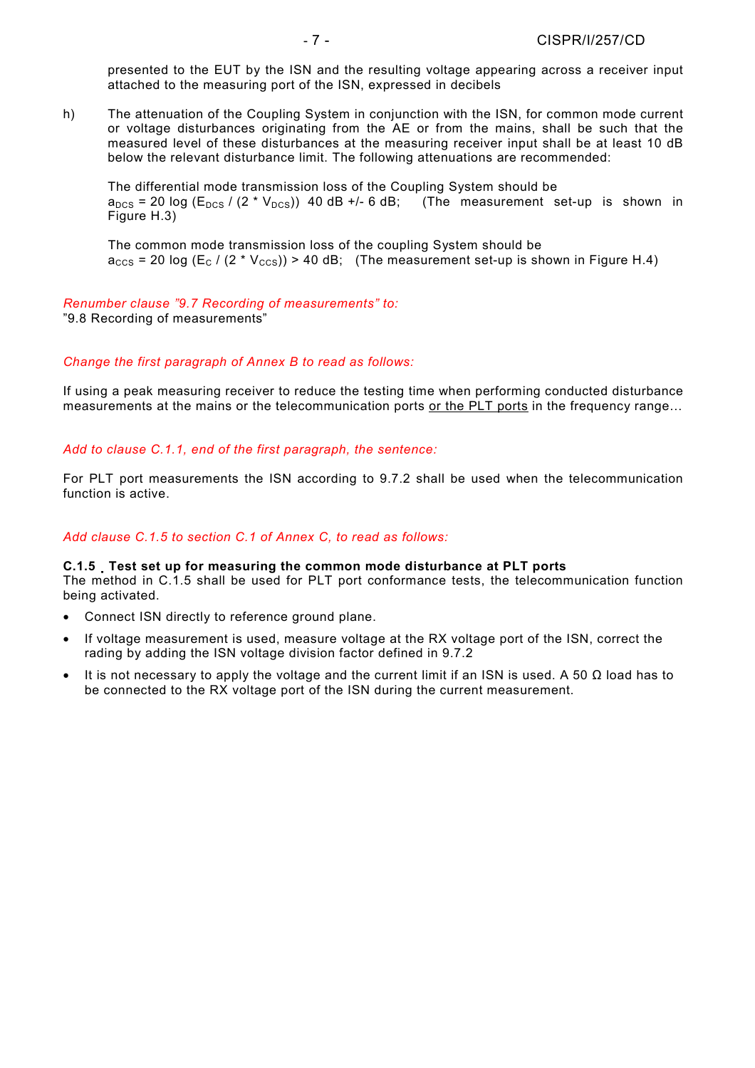presented to the EUT by the ISN and the resulting voltage appearing across a receiver input attached to the measuring port of the ISN, expressed in decibels

h) The attenuation of the Coupling System in conjunction with the ISN, for common mode current or voltage disturbances originating from the AE or from the mains, shall be such that the measured level of these disturbances at the measuring receiver input shall be at least 10 dB below the relevant disturbance limit. The following attenuations are recommended:

The differential mode transmission loss of the Coupling System should be
$a_{DCS}$ = 20 log ($E_{DCS}$ / (2 * $V_{DCS}$)) 40 dB +/- 6 dB; (The measurement set-up is shown in Figure H.3)

The common mode transmission loss of the coupling System should be
$a_{CCS}$ = 20 log ($E_C$ / (2 * $V_{CCS}$)) > 40 dB; (The measurement set-up is shown in Figure H.4)

*Renumber clause "9.7 Recording of measurements" to:*
"9.8 Recording of measurements"

*Change the first paragraph of Annex B to read as follows:*

If using a peak measuring receiver to reduce the testing time when performing conducted disturbance measurements at the mains or the telecommunication ports or the PLT ports in the frequency range…

*Add to clause C.1.1, end of the first paragraph, the sentence:*

For PLT port measurements the ISN according to 9.7.2 shall be used when the telecommunication function is active.

*Add clause C.1.5 to section C.1 of Annex C, to read as follows:*

**C.1.5 Test set up for measuring the common mode disturbance at PLT ports**

The method in C.1.5 shall be used for PLT port conformance tests, the telecommunication function being activated.

- Connect ISN directly to reference ground plane.
- If voltage measurement is used, measure voltage at the RX voltage port of the ISN, correct the rading by adding the ISN voltage division factor defined in 9.7.2
- It is not necessary to apply the voltage and the current limit if an ISN is used. A 50 Ω load has to be connected to the RX voltage port of the ISN during the current measurement.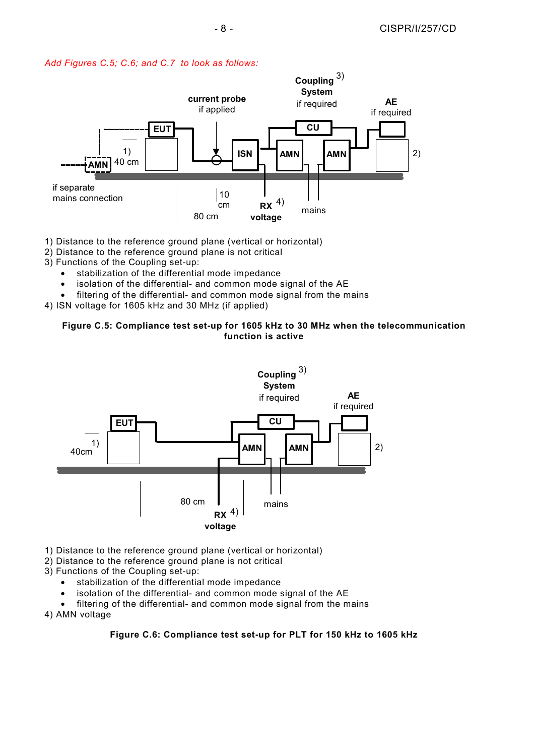*Add Figures C.5; C.6; and C.7 to look as follows:*

1) Distance to the reference ground plane (vertical or horizontal)
2) Distance to the reference ground plane is not critical
3) Functions of the Coupling set-up:
   - stabilization of the differential mode impedance
   - isolation of the differential- and common mode signal of the AE
   - filtering of the differential- and common mode signal from the mains
4) ISN voltage for 1605 kHz and 30 MHz (if applied)

**Figure C.5: Compliance test set-up for 1605 kHz to 30 MHz when the telecommunication function is active**

1) Distance to the reference ground plane (vertical or horizontal)
2) Distance to the reference ground plane is not critical
3) Functions of the Coupling set-up:
   - stabilization of the differential mode impedance
   - isolation of the differential- and common mode signal of the AE
   - filtering of the differential- and common mode signal from the mains
4) AMN voltage

**Figure C.6: Compliance test set-up for PLT for 150 kHz to 1605 kHz**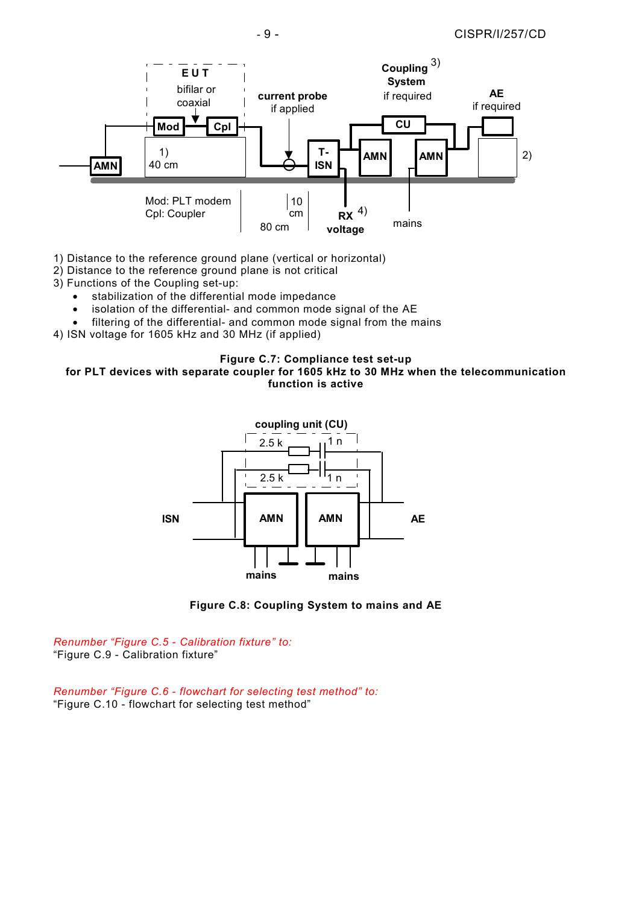1) Distance to the reference ground plane (vertical or horizontal)
2) Distance to the reference ground plane is not critical
3) Functions of the Coupling set-up:

- stabilization of the differential mode impedance
- isolation of the differential- and common mode signal of the AE
- filtering of the differential- and common mode signal from the mains

4) ISN voltage for 1605 kHz and 30 MHz (if applied)

**Figure C.7: Compliance test set-up for PLT devices with separate coupler for 1605 kHz to 30 MHz when the telecommunication function is active**

**Figure C.8: Coupling System to mains and AE**

*Renumber "Figure C.5 - Calibration fixture" to:*
"Figure C.9 - Calibration fixture"

*Renumber "Figure C.6 - flowchart for selecting test method" to:*
"Figure C.10 - flowchart for selecting test method"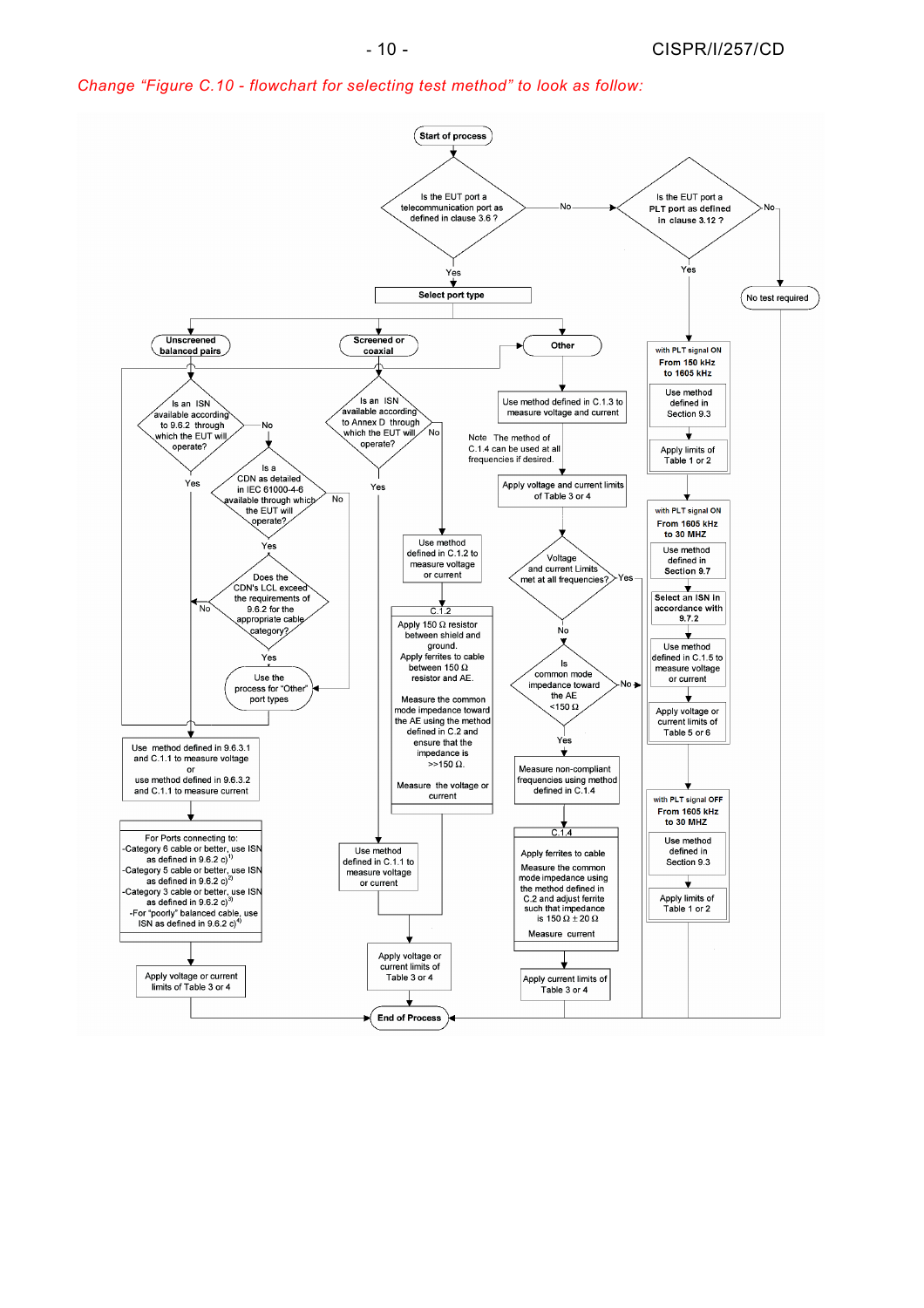*Change “Figure C.10 - flowchart for selecting test method” to look as follow:*

Start of process

Is the EUT port a telecommunication port as defined in clause 3.6 ?

No → Is the EUT port a PLT port as defined in clause 3.12 ?

No → No test required

Yes

Select port type

Unscreened balanced pairs

Is an ISN available according to 9.6.2 through which the EUT will operate?

No → Is a CDN as detailed in IEC 61000-4-6 available through which the EUT will operate?

No

Yes

Does the CDN's LCL exceed the requirements of 9.6.2 for the appropriate cable category?

No

Yes

Use the process for "Other" port types

Yes

Use method defined in 9.6.3.1 and C.1.1 to measure voltage or use method defined in 9.6.3.2 and C.1.1 to measure current

For Ports connecting to:
-Category 6 cable or better, use ISN as defined in 9.6.2 c)[1]
-Category 5 cable or better, use ISN as defined in 9.6.2 c)[2]
-Category 3 cable or better, use ISN as defined in 9.6.2 c)[3]
-For "poorly" balanced cable, use ISN as defined in 9.6.2 c)[4]

Apply voltage or current limits of Table 3 or 4

Screened or coaxial

Is an ISN available according to Annex D through which the EUT will operate?

No

Use method defined in C.1.2 to measure voltage or current

C.1.2
Apply 150 Ω resistor between shield and ground.
Apply ferrites to cable between 150 Ω resistor and AE.

Measure the common mode impedance toward the AE using the method defined in C.2 and ensure that the impedance is >>150 Ω.

Measure the voltage or current

Yes

Use method defined in C.1.1 to measure voltage or current

Apply voltage or current limits of Table 3 or 4

Other

Use method defined in C.1.3 to measure voltage and current

Note The method of C.1.4 can be used at all frequencies if desired.

Apply voltage and current limits of Table 3 or 4

Voltage and current Limits met at all frequencies?

Yes

No

Is common mode impedance toward the AE <150 Ω

No →

Yes

Measure non-compliant frequencies using method defined in C.1.4

C.1.4
Apply ferrites to cable
Measure the common mode impedance using the method defined in C.2 and adjust ferrite such that impedance is 150 Ω ± 20 Ω
Measure current

Apply current limits of Table 3 or 4

(PLT port) Yes

with PLT signal ON
From 150 kHz to 1605 kHz
Use method defined in Section 9.3
Apply limits of Table 1 or 2

with PLT signal ON
From 1605 kHz to 30 MHZ
Use method defined in Section 9.7
Select an ISN in accordance with 9.7.2
Use method defined in C.1.5 to measure voltage or current
Apply voltage or current limits of Table 5 or 6

with PLT signal OFF
From 1605 kHz to 30 MHZ
Use method defined in Section 9.3
Apply limits of Table 1 or 2

End of Process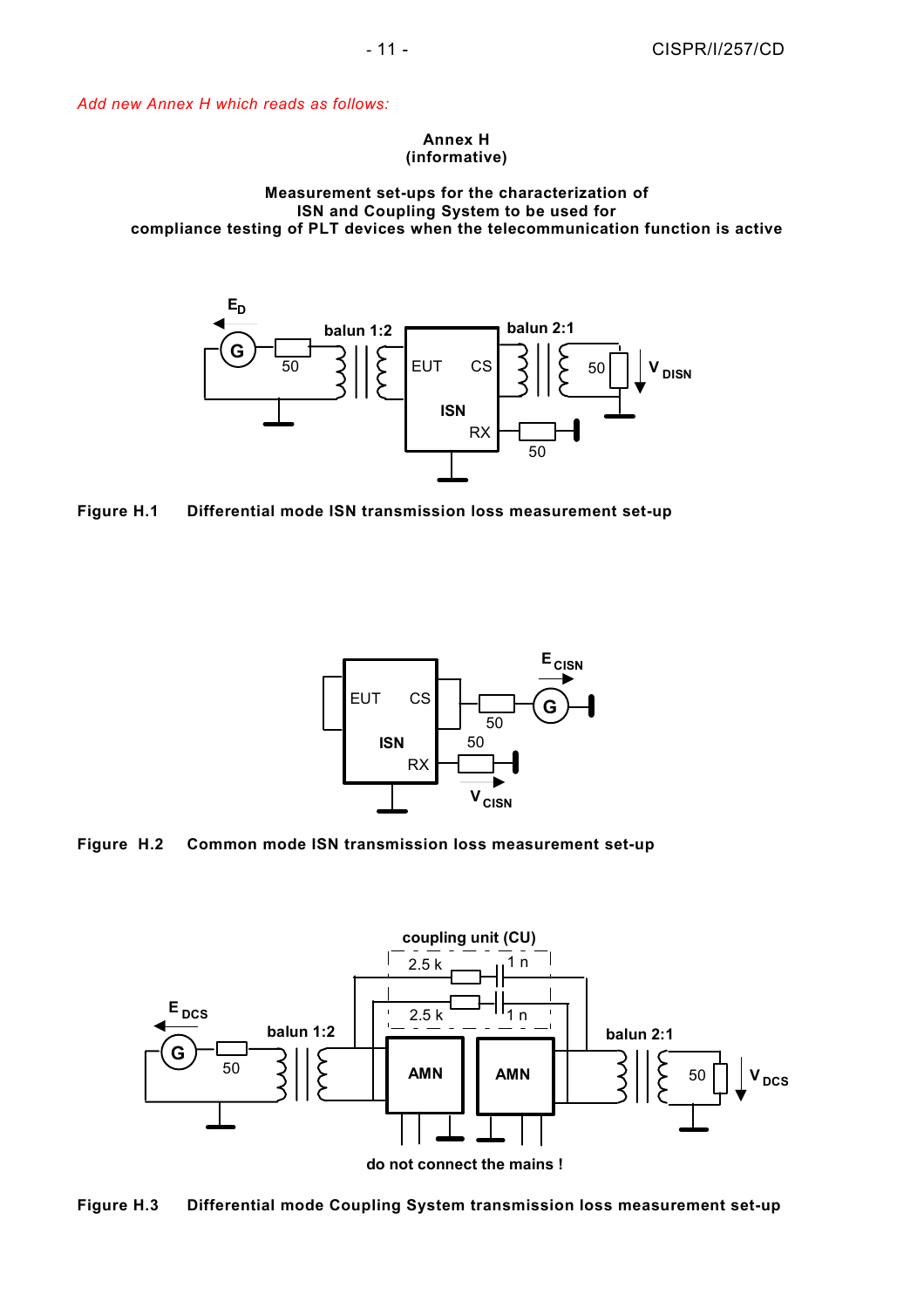*Add new Annex H which reads as follows:*

**Annex H**
**(informative)**

**Measurement set-ups for the characterization of ISN and Coupling System to be used for compliance testing of PLT devices when the telecommunication function is active**

**Figure H.1 Differential mode ISN transmission loss measurement set-up**

**Figure H.2 Common mode ISN transmission loss measurement set-up**

**Figure H.3 Differential mode Coupling System transmission loss measurement set-up**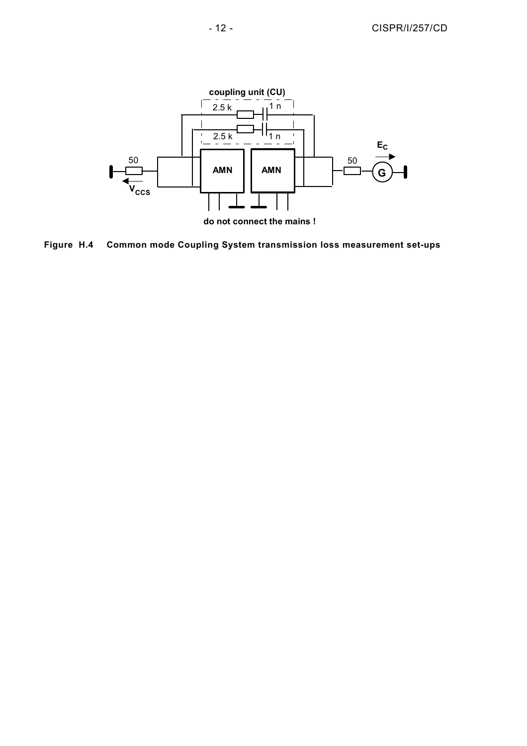coupling unit (CU)

2.5 k 1 n

2.5 k 1 n

50 AMN AMN 50 $E_C$ G

$V_{CCS}$

do not connect the mains !

**Figure H.4 Common mode Coupling System transmission loss measurement set-ups**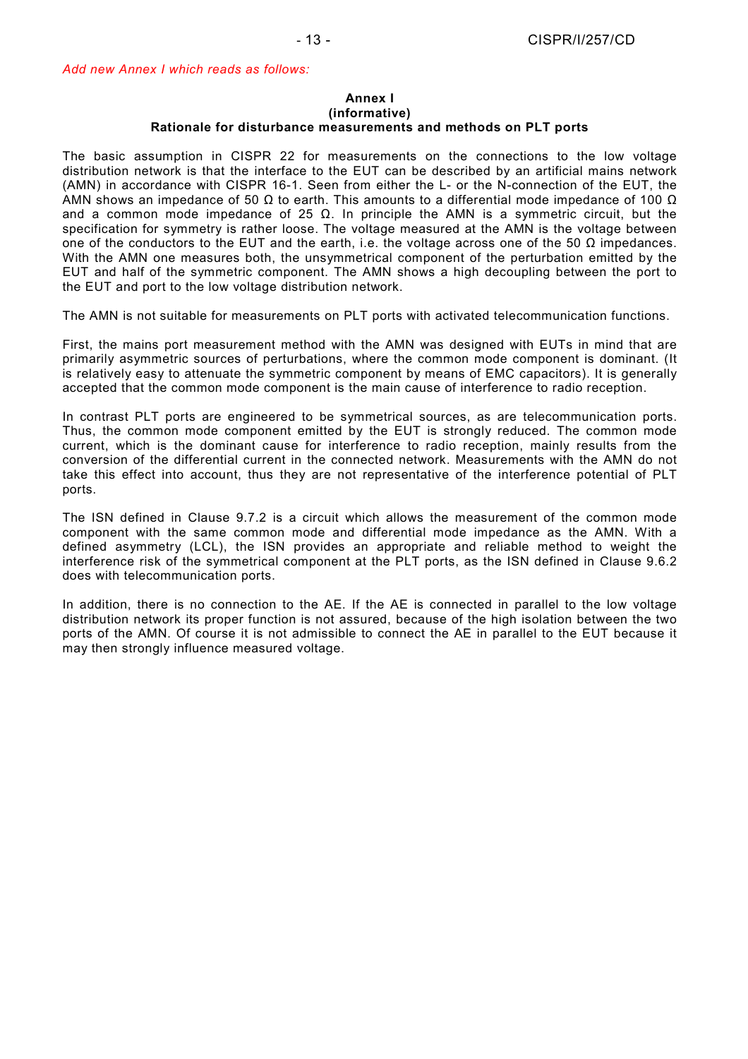*Add new Annex I which reads as follows:*

**Annex I**
**(informative)**
**Rationale for disturbance measurements and methods on PLT ports**

The basic assumption in CISPR 22 for measurements on the connections to the low voltage distribution network is that the interface to the EUT can be described by an artificial mains network (AMN) in accordance with CISPR 16-1. Seen from either the L- or the N-connection of the EUT, the AMN shows an impedance of 50 Ω to earth. This amounts to a differential mode impedance of 100 Ω and a common mode impedance of 25 Ω. In principle the AMN is a symmetric circuit, but the specification for symmetry is rather loose. The voltage measured at the AMN is the voltage between one of the conductors to the EUT and the earth, i.e. the voltage across one of the 50 Ω impedances. With the AMN one measures both, the unsymmetrical component of the perturbation emitted by the EUT and half of the symmetric component. The AMN shows a high decoupling between the port to the EUT and port to the low voltage distribution network.

The AMN is not suitable for measurements on PLT ports with activated telecommunication functions.

First, the mains port measurement method with the AMN was designed with EUTs in mind that are primarily asymmetric sources of perturbations, where the common mode component is dominant. (It is relatively easy to attenuate the symmetric component by means of EMC capacitors). It is generally accepted that the common mode component is the main cause of interference to radio reception.

In contrast PLT ports are engineered to be symmetrical sources, as are telecommunication ports. Thus, the common mode component emitted by the EUT is strongly reduced. The common mode current, which is the dominant cause for interference to radio reception, mainly results from the conversion of the differential current in the connected network. Measurements with the AMN do not take this effect into account, thus they are not representative of the interference potential of PLT ports.

The ISN defined in Clause 9.7.2 is a circuit which allows the measurement of the common mode component with the same common mode and differential mode impedance as the AMN. With a defined asymmetry (LCL), the ISN provides an appropriate and reliable method to weight the interference risk of the symmetrical component at the PLT ports, as the ISN defined in Clause 9.6.2 does with telecommunication ports.

In addition, there is no connection to the AE. If the AE is connected in parallel to the low voltage distribution network its proper function is not assured, because of the high isolation between the two ports of the AMN. Of course it is not admissible to connect the AE in parallel to the EUT because it may then strongly influence measured voltage.